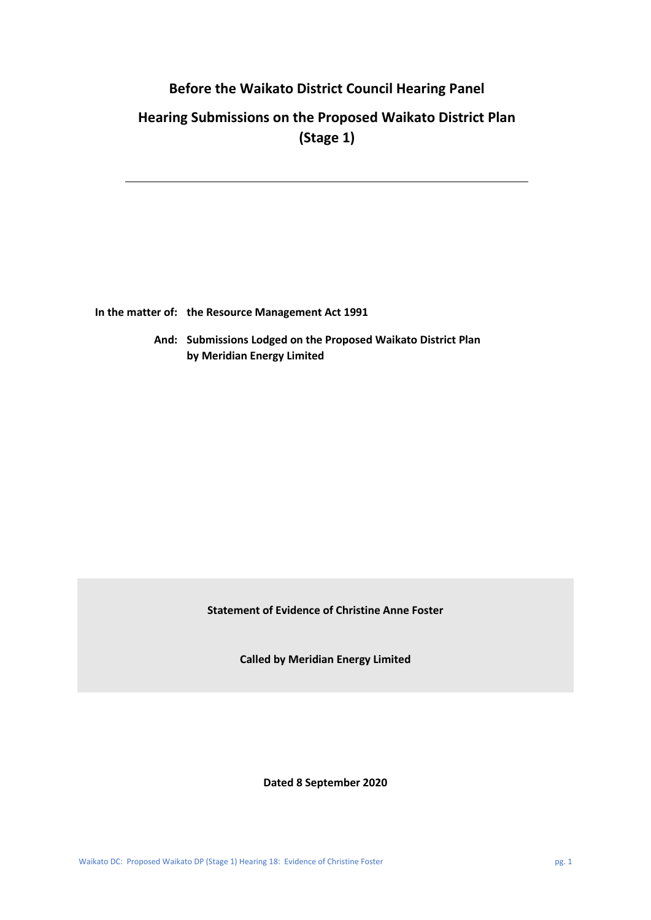# Before the Waikato District Council Hearing Panel

## Hearing Submissions on the Proposed Waikato District Plan (Stage 1)

---

**In the matter of:** **the Resource Management Act 1991**

**And:** **Submissions Lodged on the Proposed Waikato District Plan by Meridian Energy Limited**

**Statement of Evidence of Christine Anne Foster**

**Called by Meridian Energy Limited**

**Dated 8 September 2020**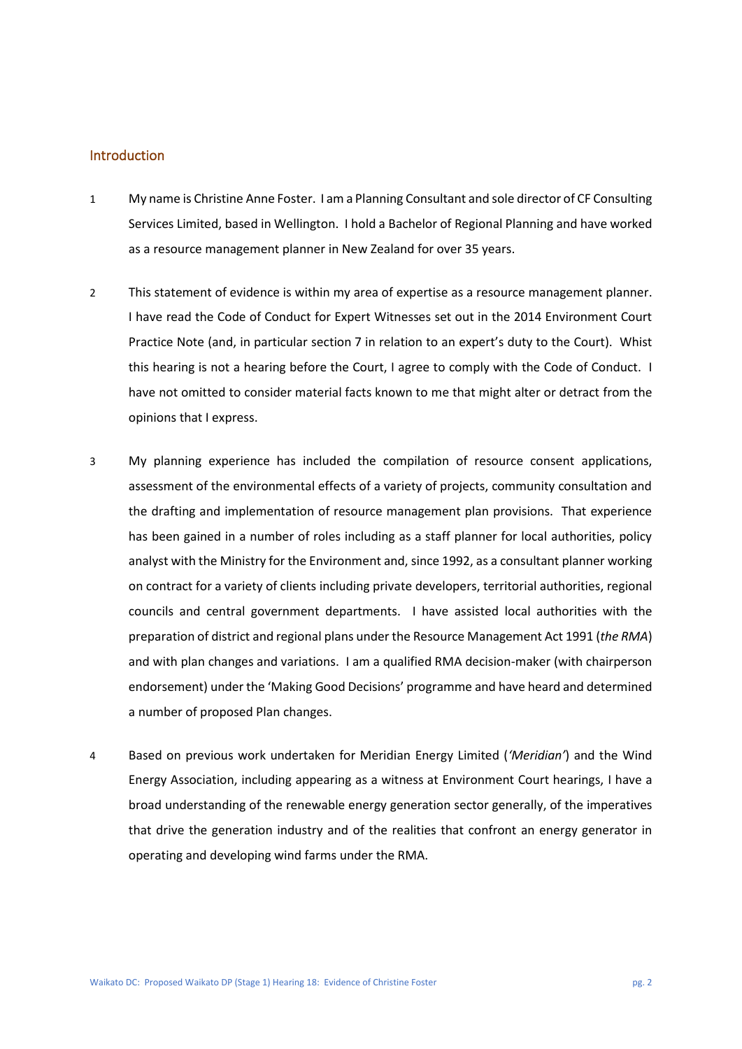## Introduction

1 My name is Christine Anne Foster. I am a Planning Consultant and sole director of CF Consulting Services Limited, based in Wellington. I hold a Bachelor of Regional Planning and have worked as a resource management planner in New Zealand for over 35 years.

2 This statement of evidence is within my area of expertise as a resource management planner. I have read the Code of Conduct for Expert Witnesses set out in the 2014 Environment Court Practice Note (and, in particular section 7 in relation to an expert's duty to the Court). Whist this hearing is not a hearing before the Court, I agree to comply with the Code of Conduct. I have not omitted to consider material facts known to me that might alter or detract from the opinions that I express.

3 My planning experience has included the compilation of resource consent applications, assessment of the environmental effects of a variety of projects, community consultation and the drafting and implementation of resource management plan provisions. That experience has been gained in a number of roles including as a staff planner for local authorities, policy analyst with the Ministry for the Environment and, since 1992, as a consultant planner working on contract for a variety of clients including private developers, territorial authorities, regional councils and central government departments. I have assisted local authorities with the preparation of district and regional plans under the Resource Management Act 1991 (*the RMA*) and with plan changes and variations. I am a qualified RMA decision-maker (with chairperson endorsement) under the 'Making Good Decisions' programme and have heard and determined a number of proposed Plan changes.

4 Based on previous work undertaken for Meridian Energy Limited (*'Meridian'*) and the Wind Energy Association, including appearing as a witness at Environment Court hearings, I have a broad understanding of the renewable energy generation sector generally, of the imperatives that drive the generation industry and of the realities that confront an energy generator in operating and developing wind farms under the RMA.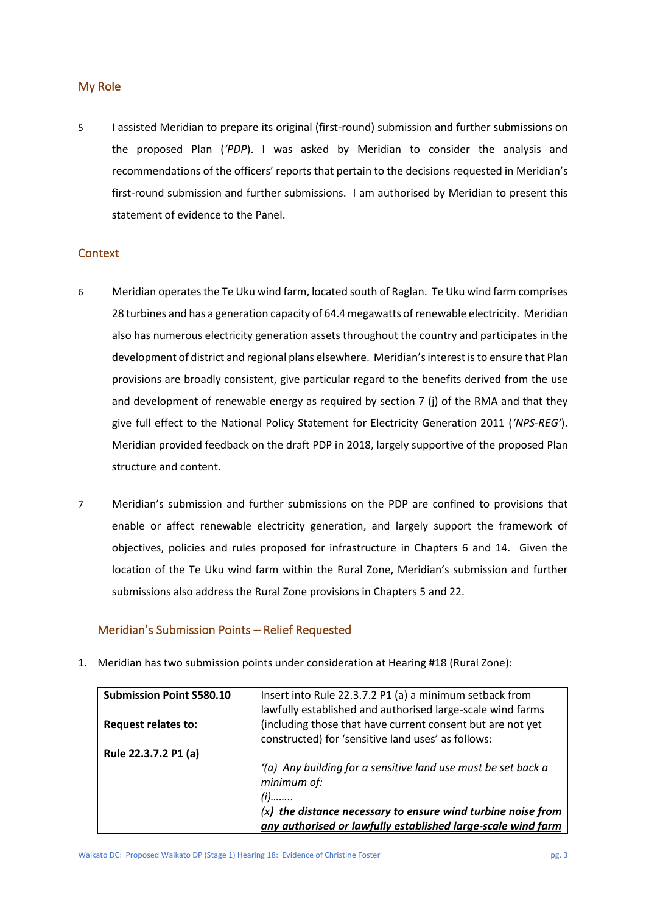## My Role

5 I assisted Meridian to prepare its original (first-round) submission and further submissions on the proposed Plan (*'PDP'*). I was asked by Meridian to consider the analysis and recommendations of the officers' reports that pertain to the decisions requested in Meridian's first-round submission and further submissions. I am authorised by Meridian to present this statement of evidence to the Panel.

## Context

6 Meridian operates the Te Uku wind farm, located south of Raglan. Te Uku wind farm comprises 28 turbines and has a generation capacity of 64.4 megawatts of renewable electricity. Meridian also has numerous electricity generation assets throughout the country and participates in the development of district and regional plans elsewhere. Meridian's interest is to ensure that Plan provisions are broadly consistent, give particular regard to the benefits derived from the use and development of renewable energy as required by section 7 (j) of the RMA and that they give full effect to the National Policy Statement for Electricity Generation 2011 (*'NPS-REG'*). Meridian provided feedback on the draft PDP in 2018, largely supportive of the proposed Plan structure and content.

7 Meridian's submission and further submissions on the PDP are confined to provisions that enable or affect renewable electricity generation, and largely support the framework of objectives, policies and rules proposed for infrastructure in Chapters 6 and 14. Given the location of the Te Uku wind farm within the Rural Zone, Meridian's submission and further submissions also address the Rural Zone provisions in Chapters 5 and 22.

### Meridian's Submission Points – Relief Requested

1. Meridian has two submission points under consideration at Hearing #18 (Rural Zone):

| **Submission Point S580.10**<br><br>**Request relates to:**<br><br>**Rule 22.3.7.2 P1 (a)** | Insert into Rule 22.3.7.2 P1 (a) a minimum setback from lawfully established and authorised large-scale wind farms (including those that have current consent but are not yet constructed) for 'sensitive land uses' as follows:<br><br>*'(a) Any building for a sensitive land use must be set back a minimum of:*<br>*(i)……..*<br>***(x) the distance necessary to ensure wind turbine noise from any authorised or lawfully established large-scale wind farm*** |
|---|---|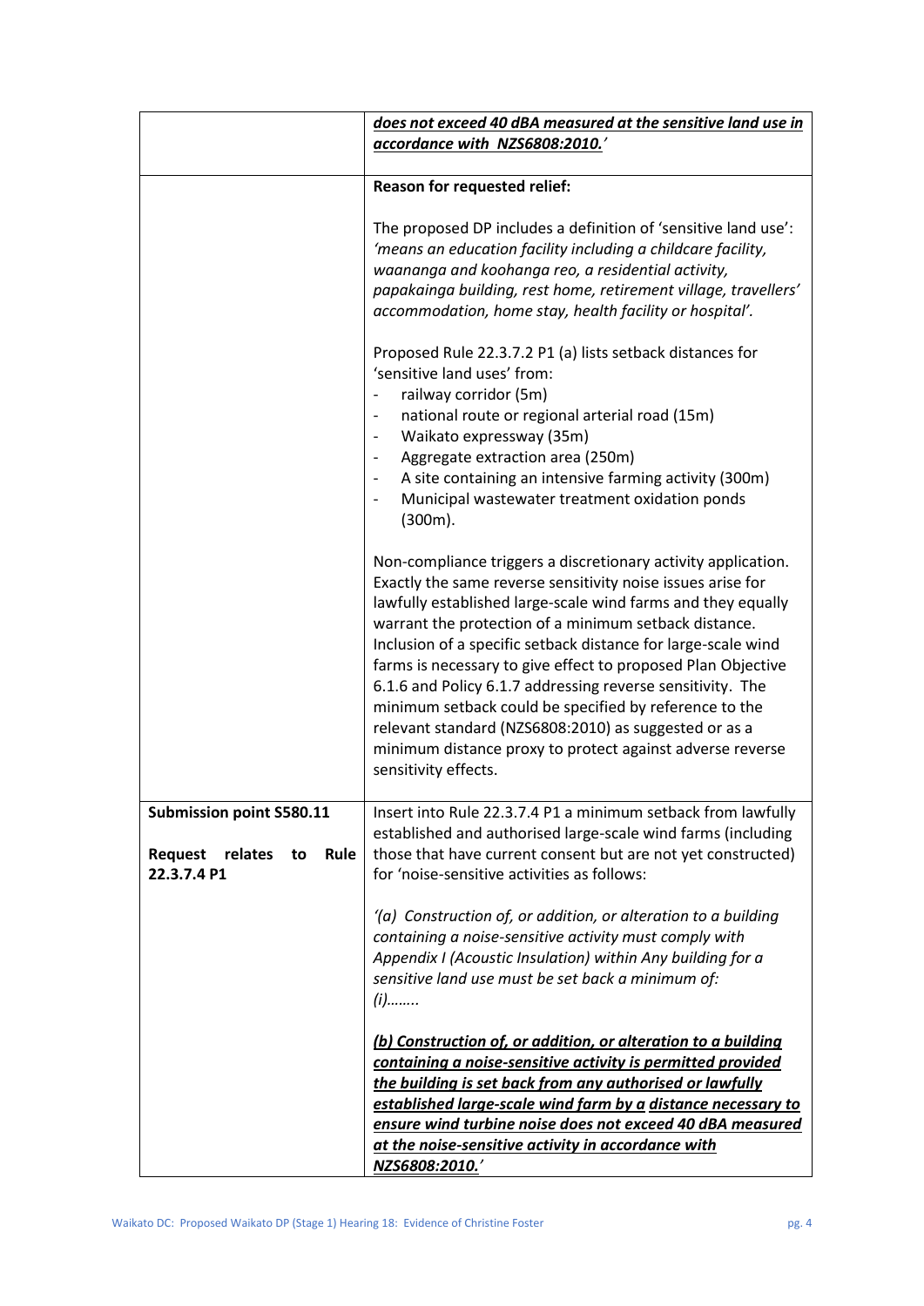| | |
|---|---|
| | ***<u>does not exceed 40 dBA measured at the sensitive land use in accordance with NZS6808:2010.</u>*** *'* |
| | **Reason for requested relief:**<br><br>The proposed DP includes a definition of 'sensitive land use': *'means an education facility including a childcare facility, waananga and koohanga reo, a residential activity, papakainga building, rest home, retirement village, travellers' accommodation, home stay, health facility or hospital'.*<br><br>Proposed Rule 22.3.7.2 P1 (a) lists setback distances for 'sensitive land uses' from:<br>- railway corridor (5m)<br>- national route or regional arterial road (15m)<br>- Waikato expressway (35m)<br>- Aggregate extraction area (250m)<br>- A site containing an intensive farming activity (300m)<br>- Municipal wastewater treatment oxidation ponds (300m).<br><br>Non-compliance triggers a discretionary activity application. Exactly the same reverse sensitivity noise issues arise for lawfully established large-scale wind farms and they equally warrant the protection of a minimum setback distance. Inclusion of a specific setback distance for large-scale wind farms is necessary to give effect to proposed Plan Objective 6.1.6 and Policy 6.1.7 addressing reverse sensitivity. The minimum setback could be specified by reference to the relevant standard (NZS6808:2010) as suggested or as a minimum distance proxy to protect against adverse reverse sensitivity effects. |
| **Submission point S580.11**<br><br>**Request relates to Rule 22.3.7.4 P1** | Insert into Rule 22.3.7.4 P1 a minimum setback from lawfully established and authorised large-scale wind farms (including those that have current consent but are not yet constructed) for 'noise-sensitive activities as follows:<br><br>*'(a) Construction of, or addition, or alteration to a building containing a noise-sensitive activity must comply with Appendix I (Acoustic Insulation) within Any building for a sensitive land use must be set back a minimum of:*<br>*(i)……..*<br><br>***<u>(b) Construction of, or addition, or alteration to a building containing a noise-sensitive activity is permitted provided the building is set back from any authorised or lawfully established large-scale wind farm by a distance necessary to ensure wind turbine noise does not exceed 40 dBA measured at the noise-sensitive activity in accordance with NZS6808:2010.</u>*** *'* |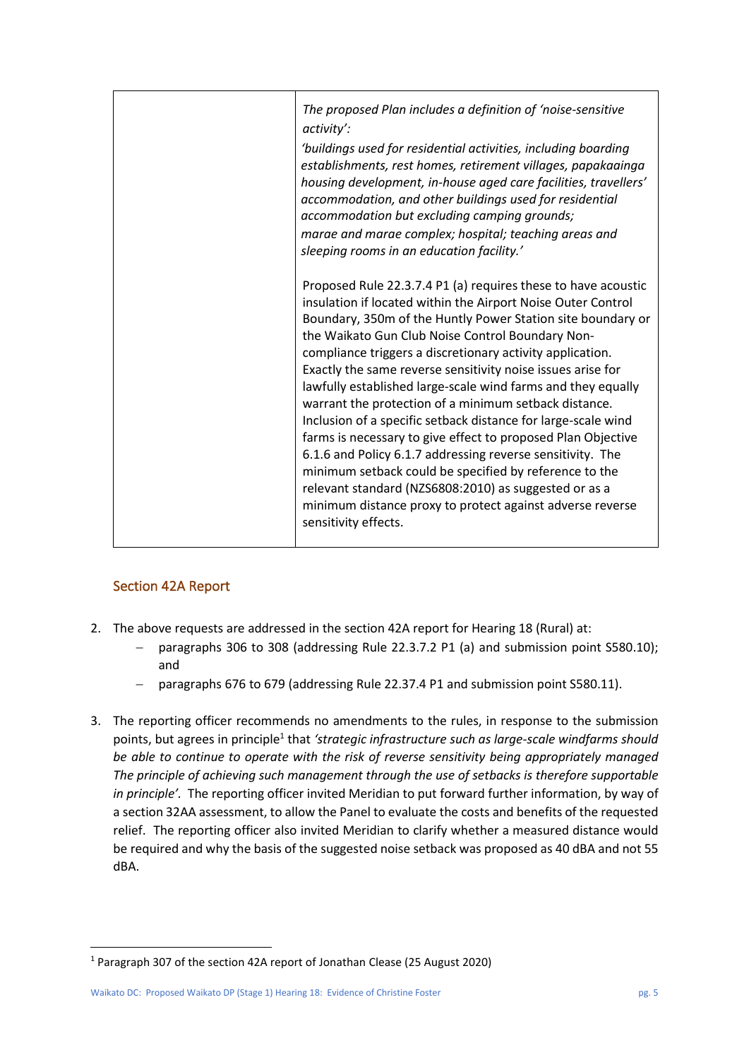| | |
|---|---|
| | *The proposed Plan includes a definition of 'noise-sensitive activity':* *'buildings used for residential activities, including boarding establishments, rest homes, retirement villages, papakaainga housing development, in-house aged care facilities, travellers' accommodation, and other buildings used for residential accommodation but excluding camping grounds; marae and marae complex; hospital; teaching areas and sleeping rooms in an education facility.'* <br><br> Proposed Rule 22.3.7.4 P1 (a) requires these to have acoustic insulation if located within the Airport Noise Outer Control Boundary, 350m of the Huntly Power Station site boundary or the Waikato Gun Club Noise Control Boundary Non-compliance triggers a discretionary activity application. Exactly the same reverse sensitivity noise issues arise for lawfully established large-scale wind farms and they equally warrant the protection of a minimum setback distance. Inclusion of a specific setback distance for large-scale wind farms is necessary to give effect to proposed Plan Objective 6.1.6 and Policy 6.1.7 addressing reverse sensitivity. The minimum setback could be specified by reference to the relevant standard (NZS6808:2010) as suggested or as a minimum distance proxy to protect against adverse reverse sensitivity effects. |

## Section 42A Report

2. The above requests are addressed in the section 42A report for Hearing 18 (Rural) at:
   - paragraphs 306 to 308 (addressing Rule 22.3.7.2 P1 (a) and submission point S580.10); and
   - paragraphs 676 to 679 (addressing Rule 22.37.4 P1 and submission point S580.11).

3. The reporting officer recommends no amendments to the rules, in response to the submission points, but agrees in principle[1] that *'strategic infrastructure such as large-scale windfarms should be able to continue to operate with the risk of reverse sensitivity being appropriately managed The principle of achieving such management through the use of setbacks is therefore supportable in principle'.* The reporting officer invited Meridian to put forward further information, by way of a section 32AA assessment, to allow the Panel to evaluate the costs and benefits of the requested relief. The reporting officer also invited Meridian to clarify whether a measured distance would be required and why the basis of the suggested noise setback was proposed as 40 dBA and not 55 dBA.

[1] Paragraph 307 of the section 42A report of Jonathan Clease (25 August 2020)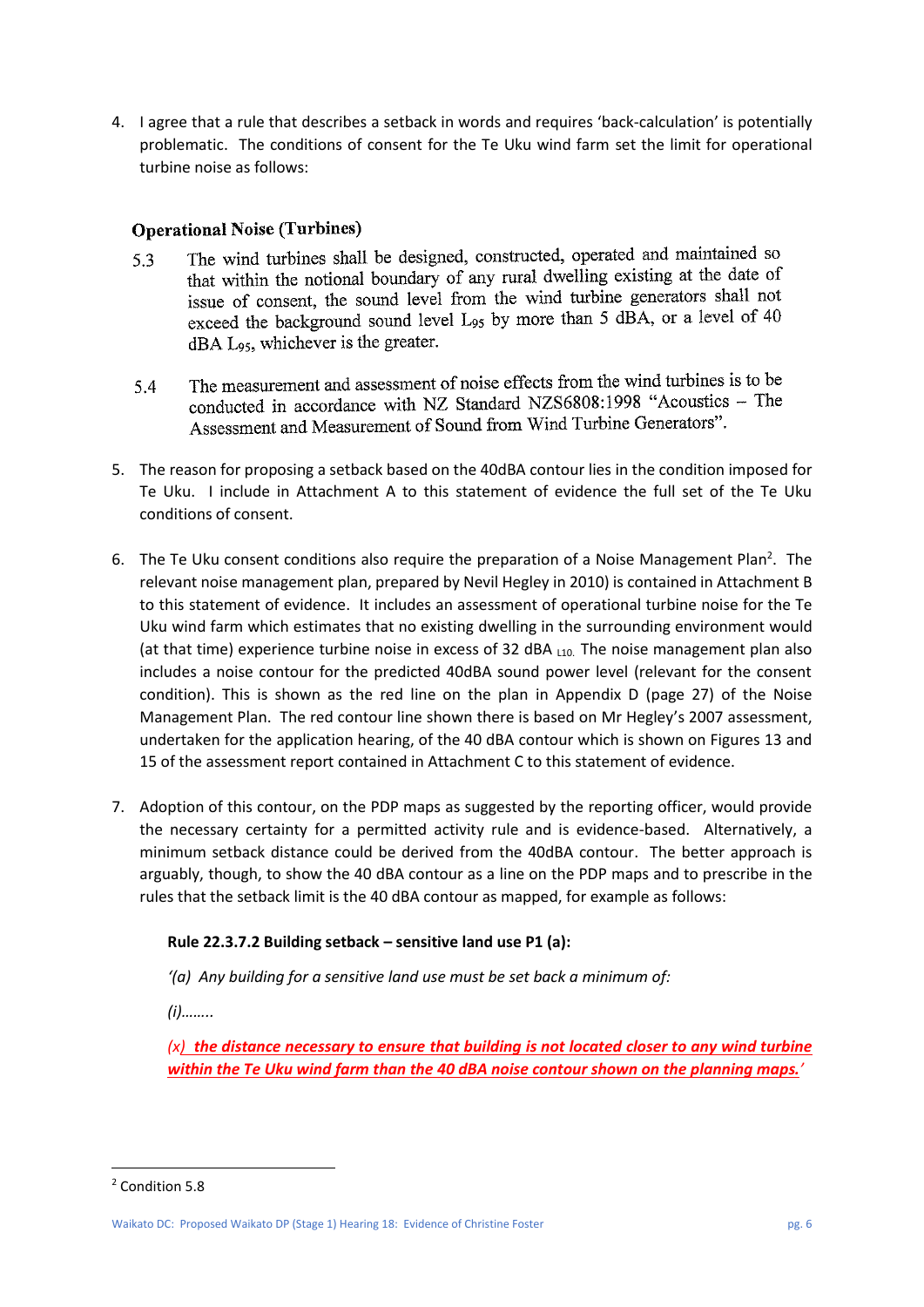4. I agree that a rule that describes a setback in words and requires 'back-calculation' is potentially problematic. The conditions of consent for the Te Uku wind farm set the limit for operational turbine noise as follows:

**Operational Noise (Turbines)**

5.3 The wind turbines shall be designed, constructed, operated and maintained so that within the notional boundary of any rural dwelling existing at the date of issue of consent, the sound level from the wind turbine generators shall not exceed the background sound level $L_{95}$ by more than 5 dBA, or a level of 40 dBA $L_{95}$, whichever is the greater.

5.4 The measurement and assessment of noise effects from the wind turbines is to be conducted in accordance with NZ Standard NZS6808:1998 "Acoustics – The Assessment and Measurement of Sound from Wind Turbine Generators".

5. The reason for proposing a setback based on the 40dBA contour lies in the condition imposed for Te Uku. I include in Attachment A to this statement of evidence the full set of the Te Uku conditions of consent.

6. The Te Uku consent conditions also require the preparation of a Noise Management Plan[2]. The relevant noise management plan, prepared by Nevil Hegley in 2010) is contained in Attachment B to this statement of evidence. It includes an assessment of operational turbine noise for the Te Uku wind farm which estimates that no existing dwelling in the surrounding environment would (at that time) experience turbine noise in excess of 32 dBA $_{L10.}$ The noise management plan also includes a noise contour for the predicted 40dBA sound power level (relevant for the consent condition). This is shown as the red line on the plan in Appendix D (page 27) of the Noise Management Plan. The red contour line shown there is based on Mr Hegley's 2007 assessment, undertaken for the application hearing, of the 40 dBA contour which is shown on Figures 13 and 15 of the assessment report contained in Attachment C to this statement of evidence.

7. Adoption of this contour, on the PDP maps as suggested by the reporting officer, would provide the necessary certainty for a permitted activity rule and is evidence-based. Alternatively, a minimum setback distance could be derived from the 40dBA contour. The better approach is arguably, though, to show the 40 dBA contour as a line on the PDP maps and to prescribe in the rules that the setback limit is the 40 dBA contour as mapped, for example as follows:

**Rule 22.3.7.2 Building setback – sensitive land use P1 (a):**

*'(a) Any building for a sensitive land use must be set back a minimum of:*

*(i)……..*

***(x) the distance necessary to ensure that building is not located closer to any wind turbine within the Te Uku wind farm than the 40 dBA noise contour shown on the planning maps.'***

---

[2] Condition 5.8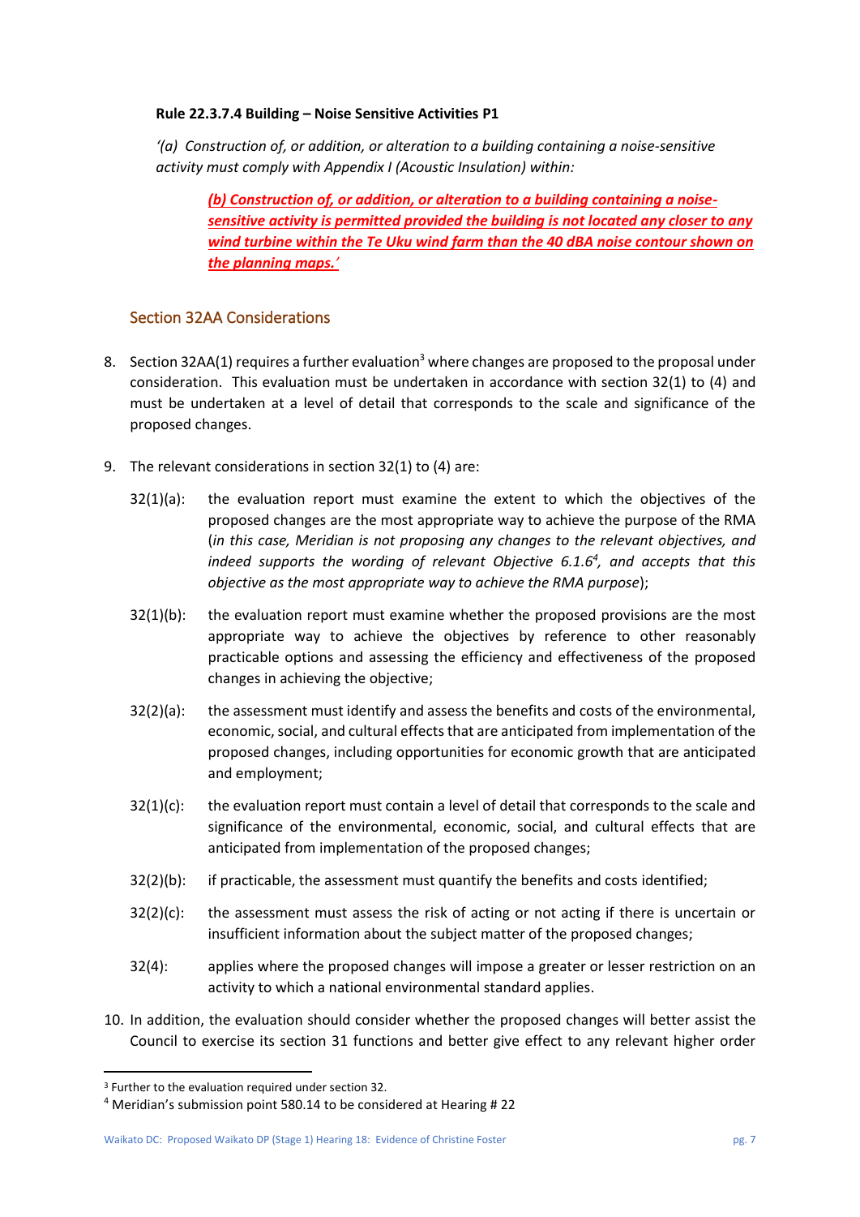**Rule 22.3.7.4 Building – Noise Sensitive Activities P1**

*'(a) Construction of, or addition, or alteration to a building containing a noise-sensitive activity must comply with Appendix I (Acoustic Insulation) within:*

> ***(b) Construction of, or addition, or alteration to a building containing a noise-sensitive activity is permitted provided the building is not located any closer to any wind turbine within the Te Uku wind farm than the 40 dBA noise contour shown on the planning maps.'***

## Section 32AA Considerations

8. Section 32AA(1) requires a further evaluation[3] where changes are proposed to the proposal under consideration. This evaluation must be undertaken in accordance with section 32(1) to (4) and must be undertaken at a level of detail that corresponds to the scale and significance of the proposed changes.

9. The relevant considerations in section 32(1) to (4) are:

   32(1)(a): the evaluation report must examine the extent to which the objectives of the proposed changes are the most appropriate way to achieve the purpose of the RMA (*in this case, Meridian is not proposing any changes to the relevant objectives, and indeed supports the wording of relevant Objective 6.1.6*[4]*, and accepts that this objective as the most appropriate way to achieve the RMA purpose*);

   32(1)(b): the evaluation report must examine whether the proposed provisions are the most appropriate way to achieve the objectives by reference to other reasonably practicable options and assessing the efficiency and effectiveness of the proposed changes in achieving the objective;

   32(2)(a): the assessment must identify and assess the benefits and costs of the environmental, economic, social, and cultural effects that are anticipated from implementation of the proposed changes, including opportunities for economic growth that are anticipated and employment;

   32(1)(c): the evaluation report must contain a level of detail that corresponds to the scale and significance of the environmental, economic, social, and cultural effects that are anticipated from implementation of the proposed changes;

   32(2)(b): if practicable, the assessment must quantify the benefits and costs identified;

   32(2)(c): the assessment must assess the risk of acting or not acting if there is uncertain or insufficient information about the subject matter of the proposed changes;

   32(4): applies where the proposed changes will impose a greater or lesser restriction on an activity to which a national environmental standard applies.

10. In addition, the evaluation should consider whether the proposed changes will better assist the Council to exercise its section 31 functions and better give effect to any relevant higher order

[3] Further to the evaluation required under section 32.

[4] Meridian's submission point 580.14 to be considered at Hearing # 22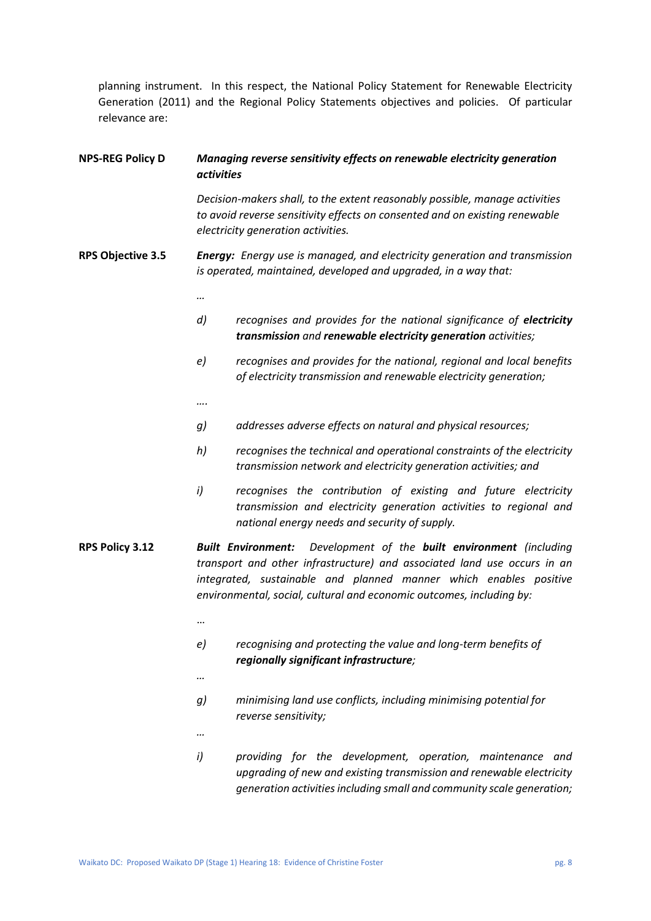planning instrument. In this respect, the National Policy Statement for Renewable Electricity Generation (2011) and the Regional Policy Statements objectives and policies. Of particular relevance are:

**NPS-REG Policy D** ***Managing reverse sensitivity effects on renewable electricity generation activities***

*Decision-makers shall, to the extent reasonably possible, manage activities to avoid reverse sensitivity effects on consented and on existing renewable electricity generation activities.*

**RPS Objective 3.5** ***Energy:*** *Energy use is managed, and electricity generation and transmission is operated, maintained, developed and upgraded, in a way that:*

*…*

*d) recognises and provides for the national significance of **electricity transmission** and **renewable electricity generation** activities;*

*e) recognises and provides for the national, regional and local benefits of electricity transmission and renewable electricity generation;*

*….*

*g) addresses adverse effects on natural and physical resources;*

*h) recognises the technical and operational constraints of the electricity transmission network and electricity generation activities; and*

*i) recognises the contribution of existing and future electricity transmission and electricity generation activities to regional and national energy needs and security of supply.*

**RPS Policy 3.12** ***Built Environment:*** *Development of the **built environment** (including transport and other infrastructure) and associated land use occurs in an integrated, sustainable and planned manner which enables positive environmental, social, cultural and economic outcomes, including by:*

*…*

*e) recognising and protecting the value and long-term benefits of **regionally significant infrastructure**;*

*…*

*g) minimising land use conflicts, including minimising potential for reverse sensitivity;*

*…*

*i) providing for the development, operation, maintenance and upgrading of new and existing transmission and renewable electricity generation activities including small and community scale generation;*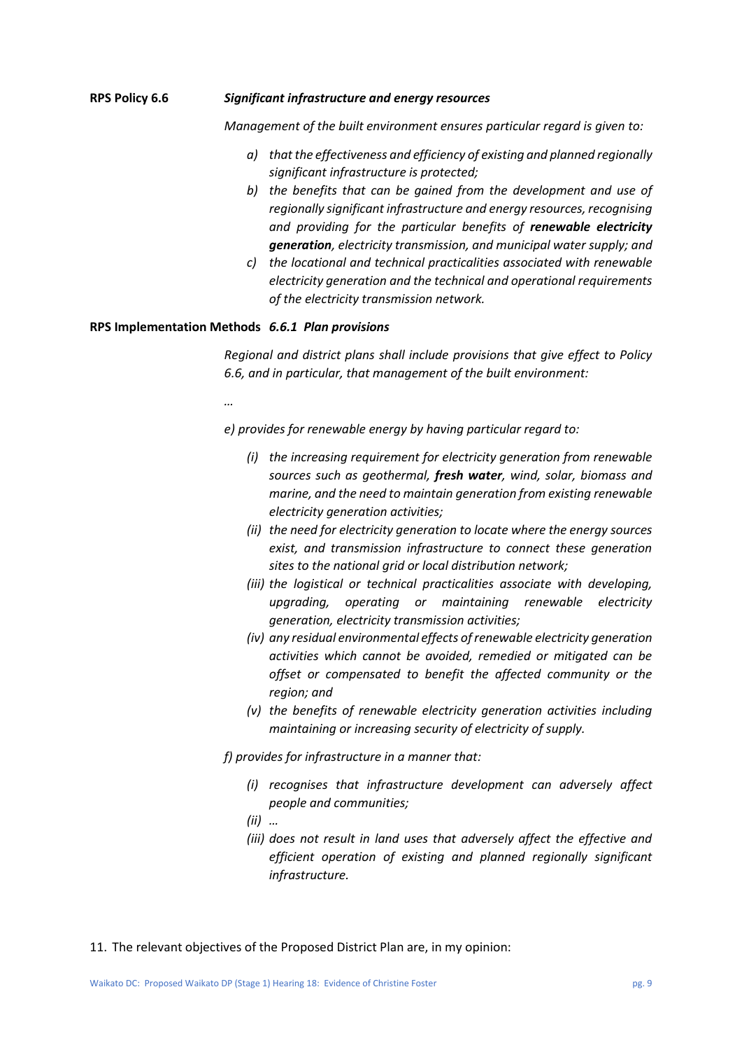**RPS Policy 6.6** ***Significant infrastructure and energy resources***

*Management of the built environment ensures particular regard is given to:*

*a) that the effectiveness and efficiency of existing and planned regionally significant infrastructure is protected;*

*b) the benefits that can be gained from the development and use of regionally significant infrastructure and energy resources, recognising and providing for the particular benefits of **renewable electricity generation**, electricity transmission, and municipal water supply; and*

*c) the locational and technical practicalities associated with renewable electricity generation and the technical and operational requirements of the electricity transmission network.*

**RPS Implementation Methods** ***6.6.1 Plan provisions***

*Regional and district plans shall include provisions that give effect to Policy 6.6, and in particular, that management of the built environment:*

*…*

*e) provides for renewable energy by having particular regard to:*

*(i) the increasing requirement for electricity generation from renewable sources such as geothermal, **fresh water**, wind, solar, biomass and marine, and the need to maintain generation from existing renewable electricity generation activities;*

*(ii) the need for electricity generation to locate where the energy sources exist, and transmission infrastructure to connect these generation sites to the national grid or local distribution network;*

*(iii) the logistical or technical practicalities associate with developing, upgrading, operating or maintaining renewable electricity generation, electricity transmission activities;*

*(iv) any residual environmental effects of renewable electricity generation activities which cannot be avoided, remedied or mitigated can be offset or compensated to benefit the affected community or the region; and*

*(v) the benefits of renewable electricity generation activities including maintaining or increasing security of electricity of supply.*

*f) provides for infrastructure in a manner that:*

*(i) recognises that infrastructure development can adversely affect people and communities;*

*(ii) …*

*(iii) does not result in land uses that adversely affect the effective and efficient operation of existing and planned regionally significant infrastructure.*

11. The relevant objectives of the Proposed District Plan are, in my opinion: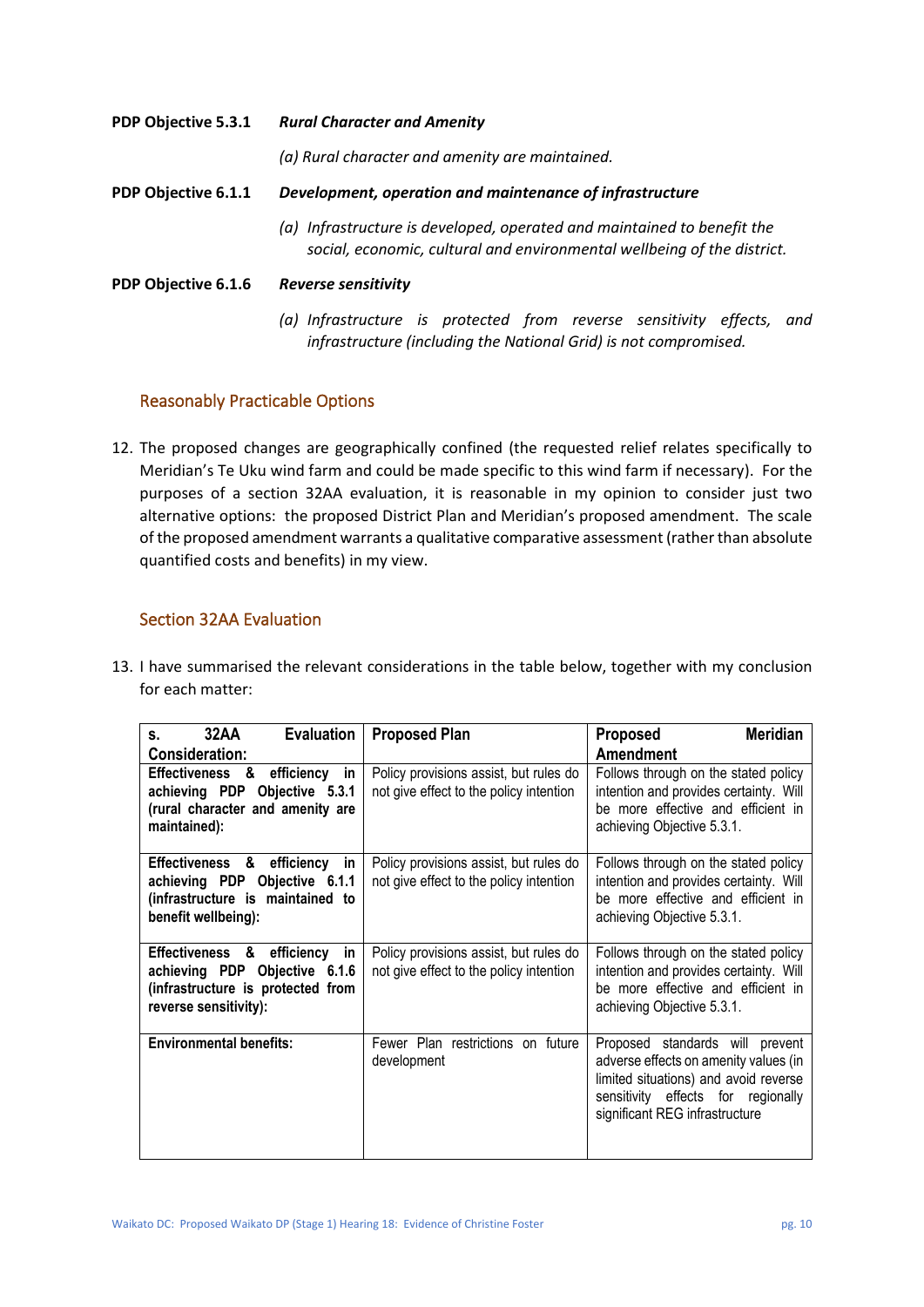**PDP Objective 5.3.1** ***Rural Character and Amenity***

*(a) Rural character and amenity are maintained.*

**PDP Objective 6.1.1** ***Development, operation and maintenance of infrastructure***

*(a) Infrastructure is developed, operated and maintained to benefit the social, economic, cultural and environmental wellbeing of the district.*

**PDP Objective 6.1.6** ***Reverse sensitivity***

*(a) Infrastructure is protected from reverse sensitivity effects, and infrastructure (including the National Grid) is not compromised.*

## Reasonably Practicable Options

12. The proposed changes are geographically confined (the requested relief relates specifically to Meridian's Te Uku wind farm and could be made specific to this wind farm if necessary). For the purposes of a section 32AA evaluation, it is reasonable in my opinion to consider just two alternative options: the proposed District Plan and Meridian's proposed amendment. The scale of the proposed amendment warrants a qualitative comparative assessment (rather than absolute quantified costs and benefits) in my view.

## Section 32AA Evaluation

13. I have summarised the relevant considerations in the table below, together with my conclusion for each matter:

| s. 32AA Evaluation Consideration: | Proposed Plan | Proposed Meridian Amendment |
|---|---|---|
| **Effectiveness & efficiency in achieving PDP Objective 5.3.1 (rural character and amenity are maintained):** | Policy provisions assist, but rules do not give effect to the policy intention | Follows through on the stated policy intention and provides certainty. Will be more effective and efficient in achieving Objective 5.3.1. |
| **Effectiveness & efficiency in achieving PDP Objective 6.1.1 (infrastructure is maintained to benefit wellbeing):** | Policy provisions assist, but rules do not give effect to the policy intention | Follows through on the stated policy intention and provides certainty. Will be more effective and efficient in achieving Objective 5.3.1. |
| **Effectiveness & efficiency in achieving PDP Objective 6.1.6 (infrastructure is protected from reverse sensitivity):** | Policy provisions assist, but rules do not give effect to the policy intention | Follows through on the stated policy intention and provides certainty. Will be more effective and efficient in achieving Objective 5.3.1. |
| **Environmental benefits:** | Fewer Plan restrictions on future development | Proposed standards will prevent adverse effects on amenity values (in limited situations) and avoid reverse sensitivity effects for regionally significant REG infrastructure |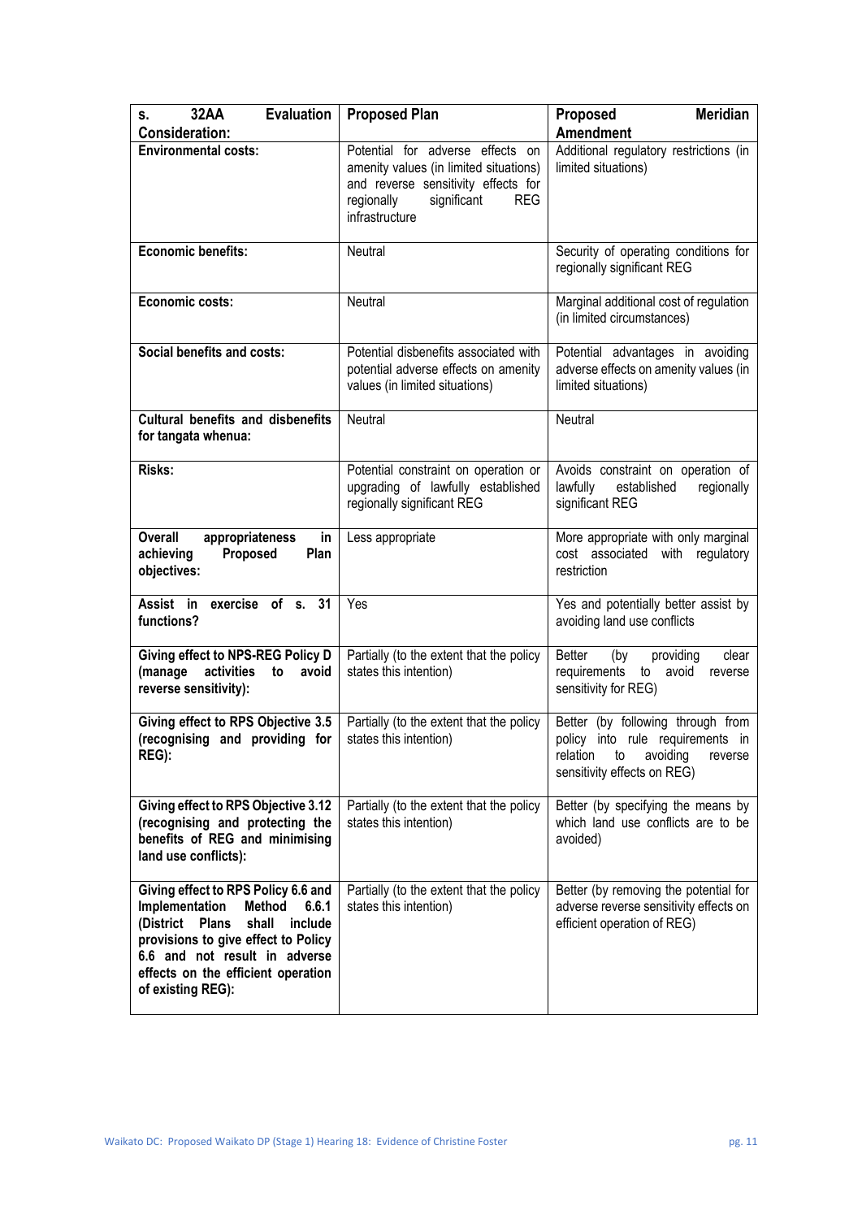| **s. 32AA Evaluation Consideration:** | **Proposed Plan** | **Proposed Meridian Amendment** |
|---|---|---|
| **Environmental costs:** | Potential for adverse effects on amenity values (in limited situations) and reverse sensitivity effects for regionally significant REG infrastructure | Additional regulatory restrictions (in limited situations) |
| **Economic benefits:** | Neutral | Security of operating conditions for regionally significant REG |
| **Economic costs:** | Neutral | Marginal additional cost of regulation (in limited circumstances) |
| **Social benefits and costs:** | Potential disbenefits associated with potential adverse effects on amenity values (in limited situations) | Potential advantages in avoiding adverse effects on amenity values (in limited situations) |
| **Cultural benefits and disbenefits for tangata whenua:** | Neutral | Neutral |
| **Risks:** | Potential constraint on operation or upgrading of lawfully established regionally significant REG | Avoids constraint on operation of lawfully established regionally significant REG |
| **Overall appropriateness in achieving Proposed Plan objectives:** | Less appropriate | More appropriate with only marginal cost associated with regulatory restriction |
| **Assist in exercise of s. 31 functions?** | Yes | Yes and potentially better assist by avoiding land use conflicts |
| **Giving effect to NPS-REG Policy D (manage activities to avoid reverse sensitivity):** | Partially (to the extent that the policy states this intention) | Better (by providing clear requirements to avoid reverse sensitivity for REG) |
| **Giving effect to RPS Objective 3.5 (recognising and providing for REG):** | Partially (to the extent that the policy states this intention) | Better (by following through from policy into rule requirements in relation to avoiding reverse sensitivity effects on REG) |
| **Giving effect to RPS Objective 3.12 (recognising and protecting the benefits of REG and minimising land use conflicts):** | Partially (to the extent that the policy states this intention) | Better (by specifying the means by which land use conflicts are to be avoided) |
| **Giving effect to RPS Policy 6.6 and Implementation Method 6.6.1 (District Plans shall include provisions to give effect to Policy 6.6 and not result in adverse effects on the efficient operation of existing REG):** | Partially (to the extent that the policy states this intention) | Better (by removing the potential for adverse reverse sensitivity effects on efficient operation of REG) |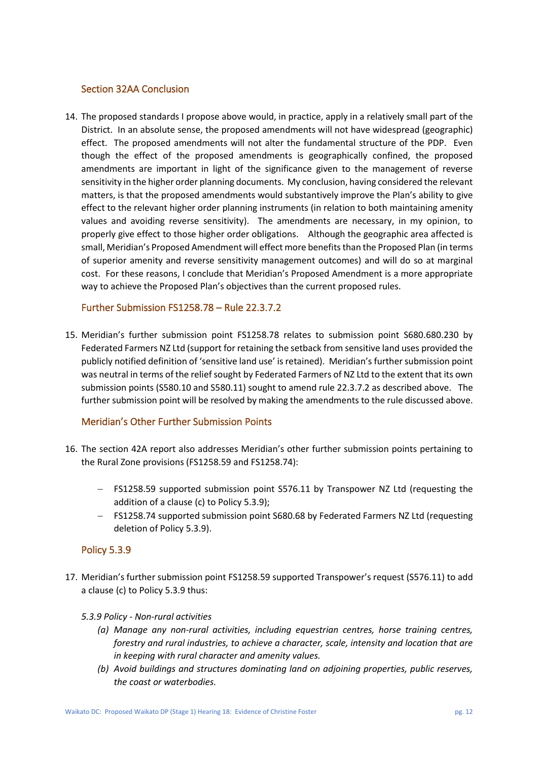## Section 32AA Conclusion

14. The proposed standards I propose above would, in practice, apply in a relatively small part of the District. In an absolute sense, the proposed amendments will not have widespread (geographic) effect. The proposed amendments will not alter the fundamental structure of the PDP. Even though the effect of the proposed amendments is geographically confined, the proposed amendments are important in light of the significance given to the management of reverse sensitivity in the higher order planning documents. My conclusion, having considered the relevant matters, is that the proposed amendments would substantively improve the Plan's ability to give effect to the relevant higher order planning instruments (in relation to both maintaining amenity values and avoiding reverse sensitivity). The amendments are necessary, in my opinion, to properly give effect to those higher order obligations. Although the geographic area affected is small, Meridian's Proposed Amendment will effect more benefits than the Proposed Plan (in terms of superior amenity and reverse sensitivity management outcomes) and will do so at marginal cost. For these reasons, I conclude that Meridian's Proposed Amendment is a more appropriate way to achieve the Proposed Plan's objectives than the current proposed rules.

## Further Submission FS1258.78 – Rule 22.3.7.2

15. Meridian's further submission point FS1258.78 relates to submission point S680.680.230 by Federated Farmers NZ Ltd (support for retaining the setback from sensitive land uses provided the publicly notified definition of 'sensitive land use' is retained). Meridian's further submission point was neutral in terms of the relief sought by Federated Farmers of NZ Ltd to the extent that its own submission points (S580.10 and S580.11) sought to amend rule 22.3.7.2 as described above. The further submission point will be resolved by making the amendments to the rule discussed above.

## Meridian's Other Further Submission Points

16. The section 42A report also addresses Meridian's other further submission points pertaining to the Rural Zone provisions (FS1258.59 and FS1258.74):

    - FS1258.59 supported submission point S576.11 by Transpower NZ Ltd (requesting the addition of a clause (c) to Policy 5.3.9);
    - FS1258.74 supported submission point S680.68 by Federated Farmers NZ Ltd (requesting deletion of Policy 5.3.9).

## Policy 5.3.9

17. Meridian's further submission point FS1258.59 supported Transpower's request (S576.11) to add a clause (c) to Policy 5.3.9 thus:

*5.3.9 Policy - Non-rural activities*

> *(a) Manage any non-rural activities, including equestrian centres, horse training centres, forestry and rural industries, to achieve a character, scale, intensity and location that are in keeping with rural character and amenity values.*
>
> *(b) Avoid buildings and structures dominating land on adjoining properties, public reserves, the coast or waterbodies.*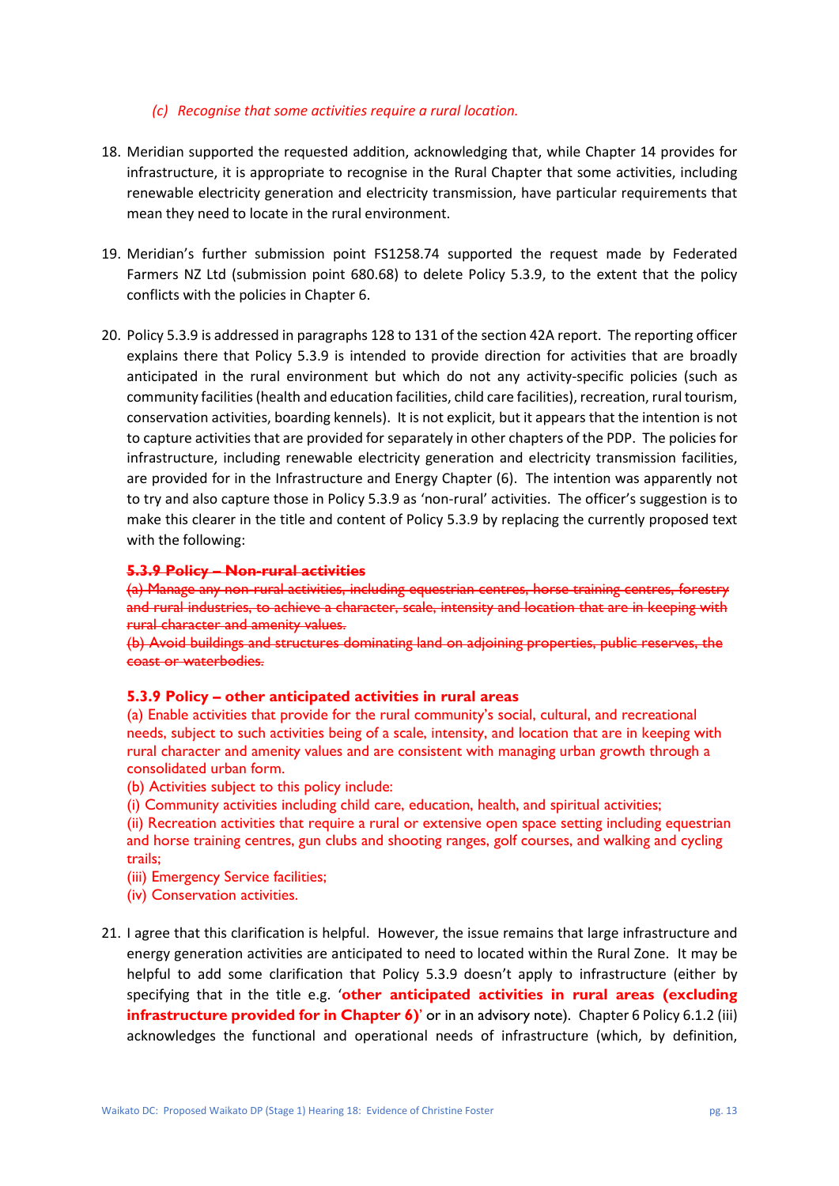*(c) Recognise that some activities require a rural location.*

18. Meridian supported the requested addition, acknowledging that, while Chapter 14 provides for infrastructure, it is appropriate to recognise in the Rural Chapter that some activities, including renewable electricity generation and electricity transmission, have particular requirements that mean they need to locate in the rural environment.

19. Meridian's further submission point FS1258.74 supported the request made by Federated Farmers NZ Ltd (submission point 680.68) to delete Policy 5.3.9, to the extent that the policy conflicts with the policies in Chapter 6.

20. Policy 5.3.9 is addressed in paragraphs 128 to 131 of the section 42A report. The reporting officer explains there that Policy 5.3.9 is intended to provide direction for activities that are broadly anticipated in the rural environment but which do not any activity-specific policies (such as community facilities (health and education facilities, child care facilities), recreation, rural tourism, conservation activities, boarding kennels). It is not explicit, but it appears that the intention is not to capture activities that are provided for separately in other chapters of the PDP. The policies for infrastructure, including renewable electricity generation and electricity transmission facilities, are provided for in the Infrastructure and Energy Chapter (6). The intention was apparently not to try and also capture those in Policy 5.3.9 as 'non-rural' activities. The officer's suggestion is to make this clearer in the title and content of Policy 5.3.9 by replacing the currently proposed text with the following:

**~~5.3.9 Policy – Non-rural activities~~**

~~(a) Manage any non-rural activities, including equestrian centres, horse training centres, forestry and rural industries, to achieve a character, scale, intensity and location that are in keeping with rural character and amenity values.~~

~~(b) Avoid buildings and structures dominating land on adjoining properties, public reserves, the coast or waterbodies.~~

**5.3.9 Policy – other anticipated activities in rural areas**

(a) Enable activities that provide for the rural community's social, cultural, and recreational needs, subject to such activities being of a scale, intensity, and location that are in keeping with rural character and amenity values and are consistent with managing urban growth through a consolidated urban form.

(b) Activities subject to this policy include:

(i) Community activities including child care, education, health, and spiritual activities;

(ii) Recreation activities that require a rural or extensive open space setting including equestrian and horse training centres, gun clubs and shooting ranges, golf courses, and walking and cycling trails;

(iii) Emergency Service facilities;

(iv) Conservation activities.

21. I agree that this clarification is helpful. However, the issue remains that large infrastructure and energy generation activities are anticipated to need to located within the Rural Zone. It may be helpful to add some clarification that Policy 5.3.9 doesn't apply to infrastructure (either by specifying that in the title e.g. '**other anticipated activities in rural areas (excluding infrastructure provided for in Chapter 6)**' or in an advisory note). Chapter 6 Policy 6.1.2 (iii) acknowledges the functional and operational needs of infrastructure (which, by definition,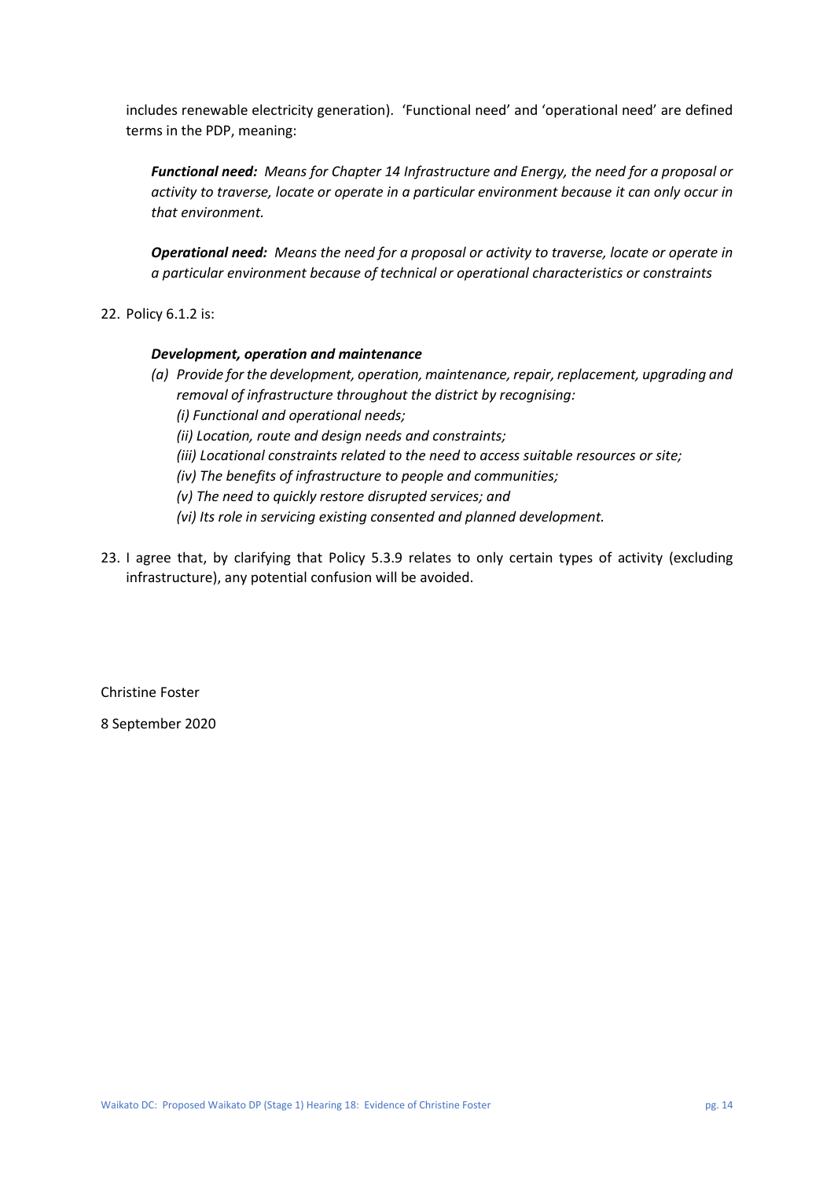includes renewable electricity generation). 'Functional need' and 'operational need' are defined terms in the PDP, meaning:

> ***Functional need:*** *Means for Chapter 14 Infrastructure and Energy, the need for a proposal or activity to traverse, locate or operate in a particular environment because it can only occur in that environment.*
>
> ***Operational need:*** *Means the need for a proposal or activity to traverse, locate or operate in a particular environment because of technical or operational characteristics or constraints*

22. Policy 6.1.2 is:

> ***Development, operation and maintenance***
>
> *(a) Provide for the development, operation, maintenance, repair, replacement, upgrading and removal of infrastructure throughout the district by recognising:*
>
> *(i) Functional and operational needs;*
>
> *(ii) Location, route and design needs and constraints;*
>
> *(iii) Locational constraints related to the need to access suitable resources or site;*
>
> *(iv) The benefits of infrastructure to people and communities;*
>
> *(v) The need to quickly restore disrupted services; and*
>
> *(vi) Its role in servicing existing consented and planned development.*

23. I agree that, by clarifying that Policy 5.3.9 relates to only certain types of activity (excluding infrastructure), any potential confusion will be avoided.

Christine Foster

8 September 2020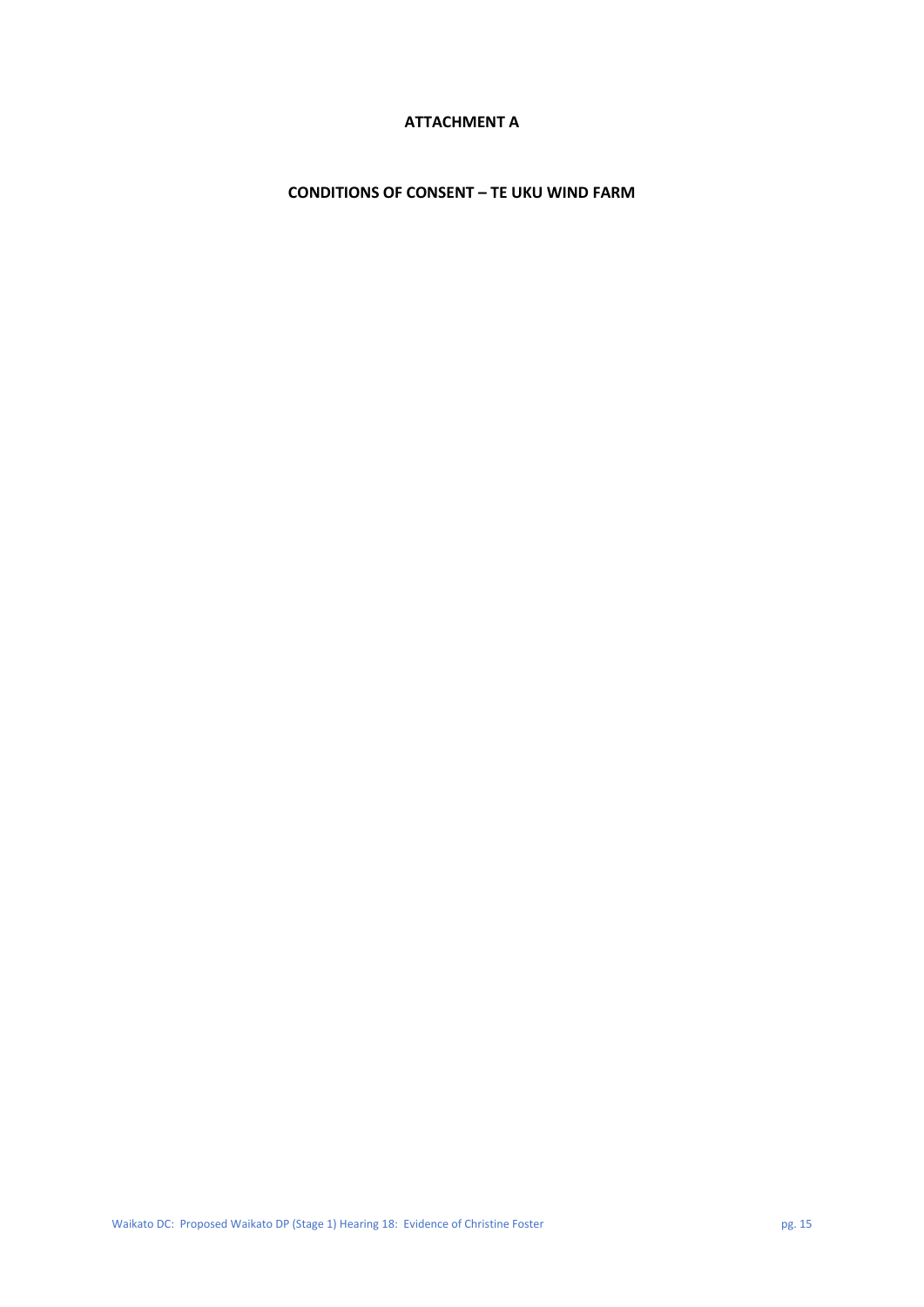**ATTACHMENT A**

**CONDITIONS OF CONSENT – TE UKU WIND FARM**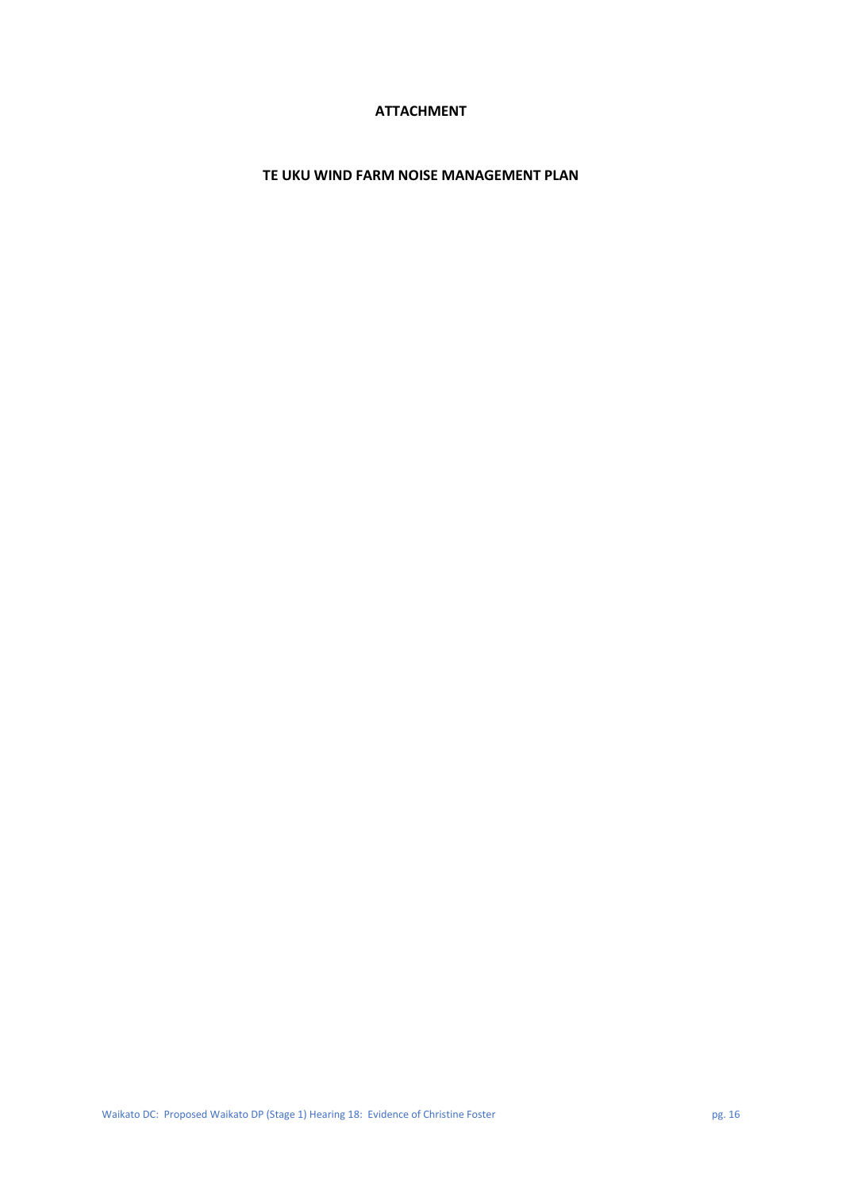**ATTACHMENT**

**TE UKU WIND FARM NOISE MANAGEMENT PLAN**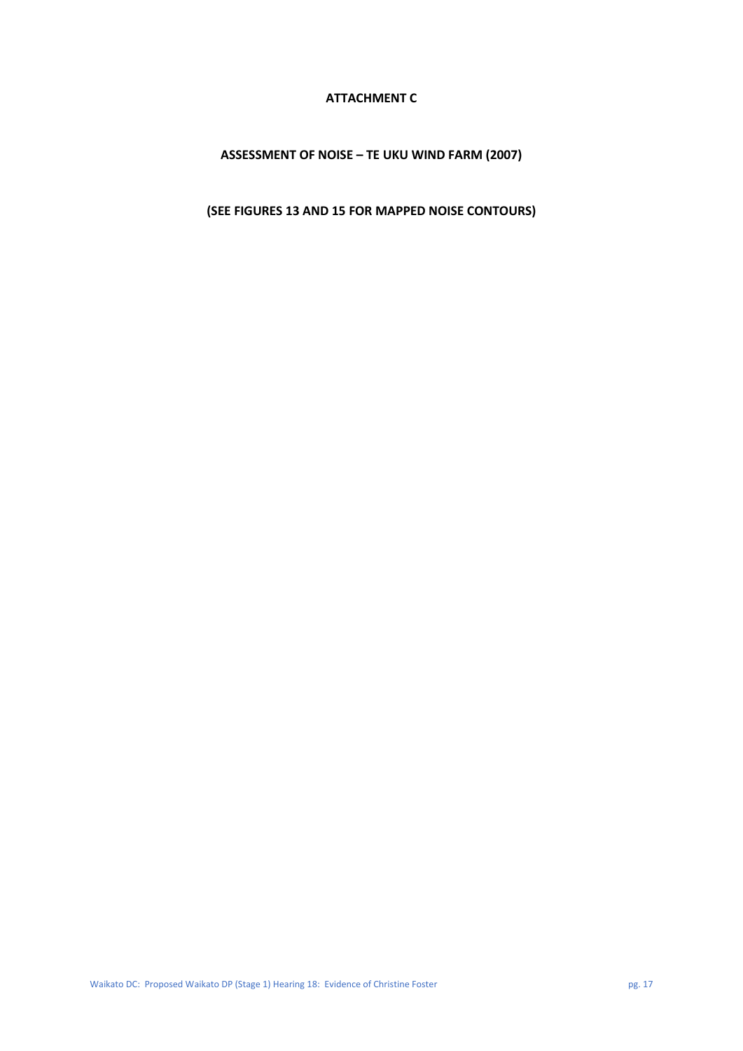**ATTACHMENT C**

**ASSESSMENT OF NOISE – TE UKU WIND FARM (2007)**

**(SEE FIGURES 13 AND 15 FOR MAPPED NOISE CONTOURS)**